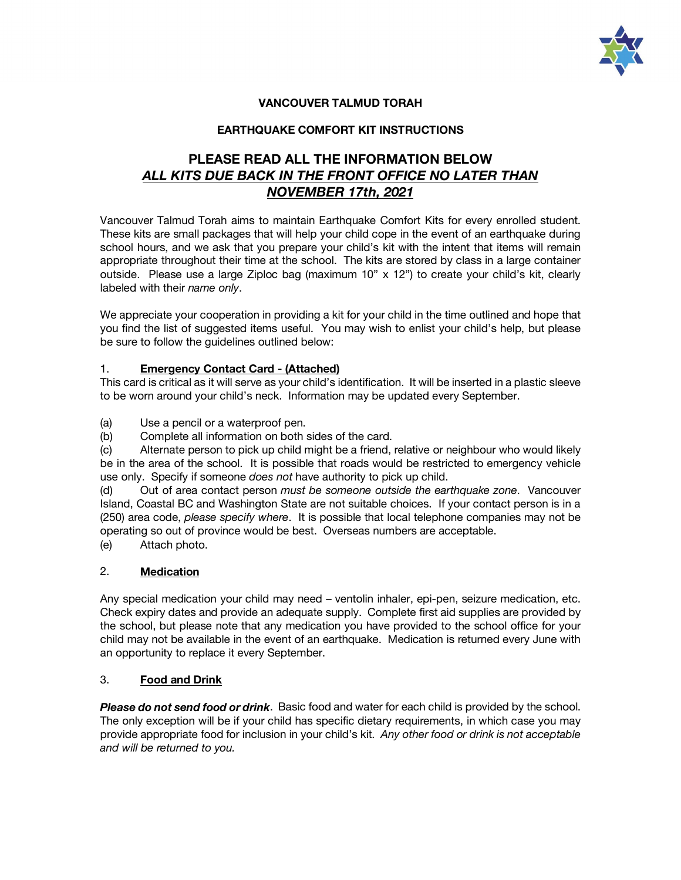**VANCOUVER TALMUD TORAH**

**EARTHQUAKE COMFORT KIT INSTRUCTIONS**

## PLEASE READ ALL THE INFORMATION BELOW
## ***ALL KITS DUE BACK IN THE FRONT OFFICE NO LATER THAN NOVEMBER 17th, 2021***

Vancouver Talmud Torah aims to maintain Earthquake Comfort Kits for every enrolled student. These kits are small packages that will help your child cope in the event of an earthquake during school hours, and we ask that you prepare your child's kit with the intent that items will remain appropriate throughout their time at the school. The kits are stored by class in a large container outside. Please use a large Ziploc bag (maximum 10" x 12") to create your child's kit, clearly labeled with their *name only*.

We appreciate your cooperation in providing a kit for your child in the time outlined and hope that you find the list of suggested items useful. You may wish to enlist your child's help, but please be sure to follow the guidelines outlined below:

1. **Emergency Contact Card - (Attached)**

This card is critical as it will serve as your child's identification. It will be inserted in a plastic sleeve to be worn around your child's neck. Information may be updated every September.

(a) Use a pencil or a waterproof pen.
(b) Complete all information on both sides of the card.
(c) Alternate person to pick up child might be a friend, relative or neighbour who would likely be in the area of the school. It is possible that roads would be restricted to emergency vehicle use only. Specify if someone *does not* have authority to pick up child.
(d) Out of area contact person *must be someone outside the earthquake zone*. Vancouver Island, Coastal BC and Washington State are not suitable choices. If your contact person is in a (250) area code, *please specify where*. It is possible that local telephone companies may not be operating so out of province would be best. Overseas numbers are acceptable.
(e) Attach photo.

2. **Medication**

Any special medication your child may need – ventolin inhaler, epi-pen, seizure medication, etc. Check expiry dates and provide an adequate supply. Complete first aid supplies are provided by the school, but please note that any medication you have provided to the school office for your child may not be available in the event of an earthquake. Medication is returned every June with an opportunity to replace it every September.

3. **Food and Drink**

***Please do not send food or drink***. Basic food and water for each child is provided by the school. The only exception will be if your child has specific dietary requirements, in which case you may provide appropriate food for inclusion in your child's kit. *Any other food or drink is not acceptable and will be returned to you.*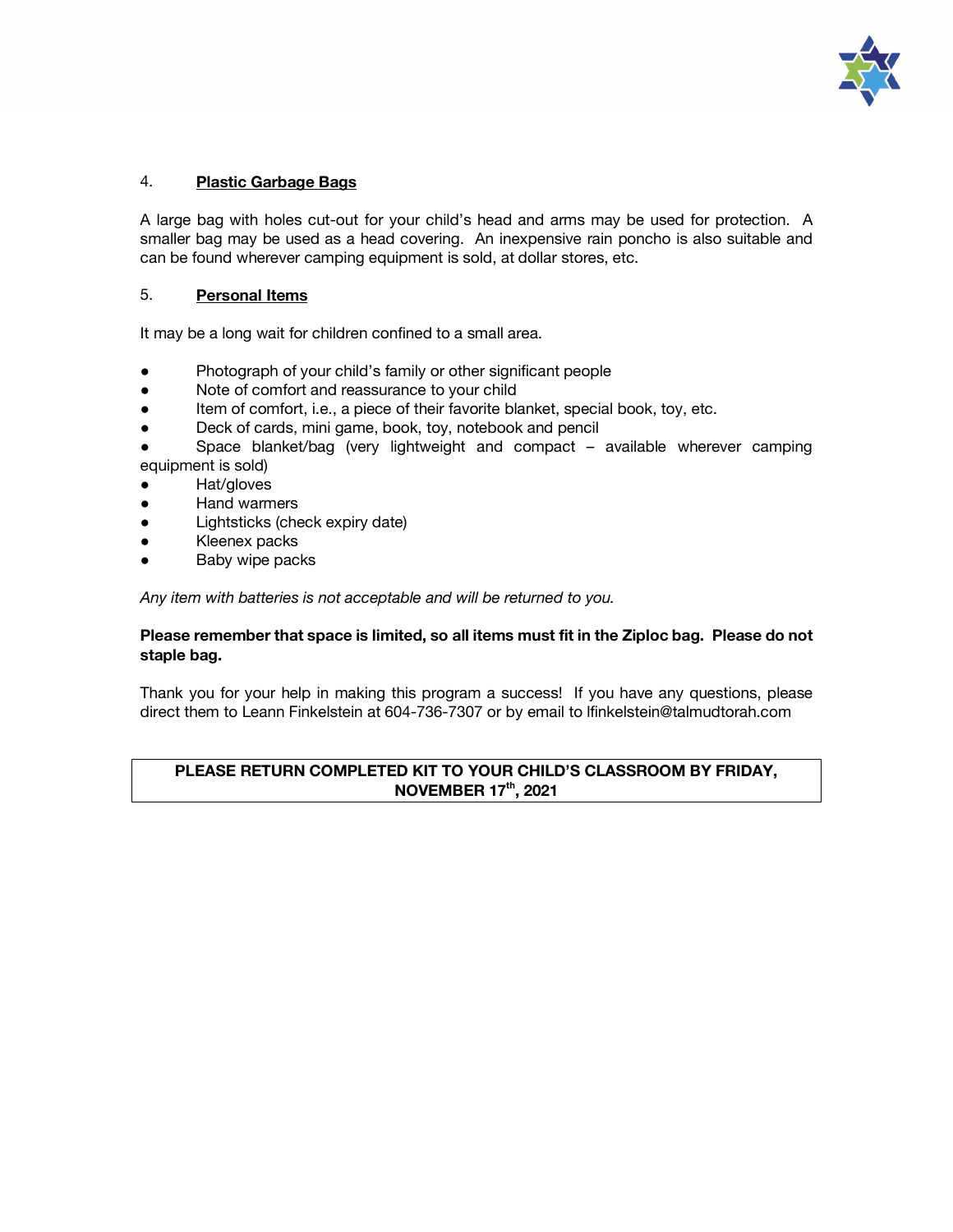4. **Plastic Garbage Bags**

A large bag with holes cut-out for your child's head and arms may be used for protection. A smaller bag may be used as a head covering. An inexpensive rain poncho is also suitable and can be found wherever camping equipment is sold, at dollar stores, etc.

5. **Personal Items**

It may be a long wait for children confined to a small area.

- Photograph of your child's family or other significant people
- Note of comfort and reassurance to your child
- Item of comfort, i.e., a piece of their favorite blanket, special book, toy, etc.
- Deck of cards, mini game, book, toy, notebook and pencil
- Space blanket/bag (very lightweight and compact – available wherever camping equipment is sold)
- Hat/gloves
- Hand warmers
- Lightsticks (check expiry date)
- Kleenex packs
- Baby wipe packs

*Any item with batteries is not acceptable and will be returned to you.*

**Please remember that space is limited, so all items must fit in the Ziploc bag. Please do not staple bag.**

Thank you for your help in making this program a success! If you have any questions, please direct them to Leann Finkelstein at 604-736-7307 or by email to lfinkelstein@talmudtorah.com

**PLEASE RETURN COMPLETED KIT TO YOUR CHILD'S CLASSROOM BY FRIDAY, NOVEMBER 17th, 2021**